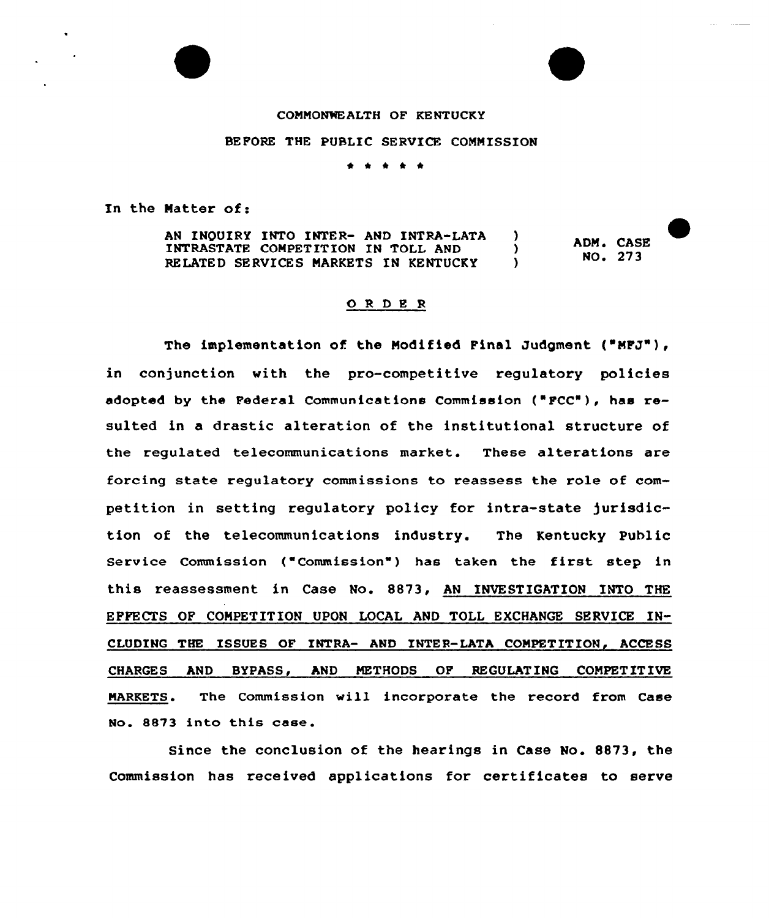COMMONWEALTH OF KENTUCKY

BEFORE THE PUBLIC SERVICE COMMISSION

\* \* \* \* \*

In the Matter of:

AN INQUIRY INTO INTER- AND INTRA-LATA INTRASTATE COMPETITION IN TOLL AND RELATED SERVICES MARKETS IN KENTUCKY ) ) ) ADM. CASE NO. 273

## O R D E R

The implementation of the Modified Final Judgment ("MFJ"), in conjunction with the pro-competitive regulatory policies adopted by the Federal Communications Commission ("FCC"), has resulted in a drastic alteration of the institutional structure of the regulated telecommunications market. These alterations are forcing state regulatory commissions to reassess the role of competition in setting regulatory policy for intra-state jurisdiction of the telecommunications industry. The Kentucky Public Service Commission ("Commission") has taken the first step in this reassessment in Case No. 8873, AN INVESTIGATION INTO THE EFFECTS OF COMPETITION UPON LOCAL AND TOLL EXCHANGE SERVICE INCLUDING THE ISSUES OF INTRA- AND INTER-LATA COMPETITION, ACCESS CHARGES AND BYPASS, AND METHODS OF REGULATING COMPETITIVE MARKETS. The Commission will incorporate the record from Case No. 8873 into this case.

Since the conclusion of the hearings in Case No. 8873, the Commission has received applications for certificates to serve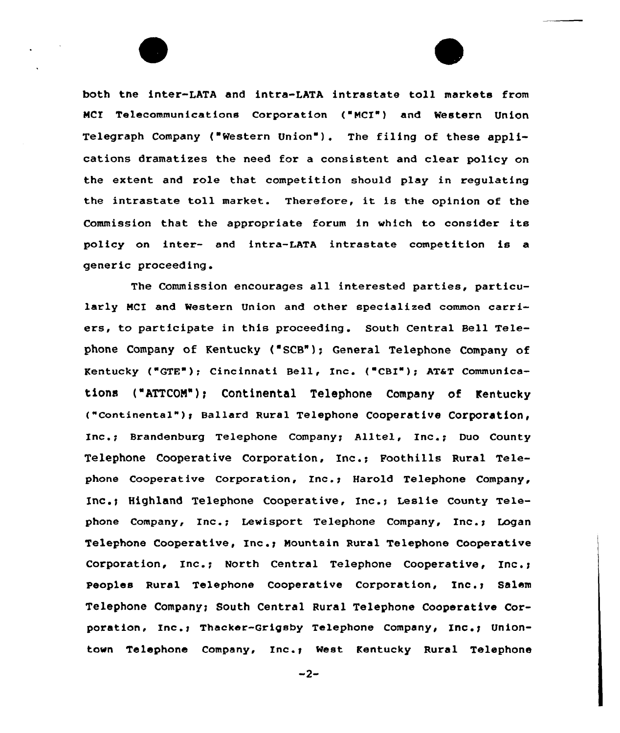both the inter-LATA and intra-LATA intrastate toll markets from MCI Telecommunications Corporation ("MCI") and Western Union Telegraph Company ("Western Union"). The filing of these applications dramatizes the need for a consistent and clear policy on the extent and role that competition should play in regulating the intrastate toll market. Therefore, it is the opinion of the Commission that the appropriate forum in which to consider its policy on inter- and intra-LATA intrastate competition is a generic proceeding.

The Commission encourages all interested parties, particularly MCI and Western Union and other specialized common carriers, to participate in this proceeding. South Central Bell Telephone Company of Kentucky ("SCB"); General Telephone Company of Kentucky ("GTE"); Cincinnati Bell, Inc. ("CBI"); AT&T Communications ("ATTCOM"); Continental Telephone Company of Kentucky ("Continental"); Ballard Rural Telephone Cooperative Corporation, Inc.; Brandenburg Telephone Company; Alltel, Inc.; Duo County Telephone Cooperative Corporation, Inc.; Foothills Rural Telephone Cooperative Corporation, Inc.; Harold Telephone Company, Inc.; Highland Telephone Cooperative, Inc.; Leslie County Telephone Company, Inc.; Lewisport Telephone Company, Inc.; Logan Telephone Cooperative, Inc.; Mountain Rural Telephone Cooperative Corporation, Inc.; North Central Telephone Cooperative, Inc.; Peoples Rural Telephone Cooperative Corporation, Inc.; Salem Telephone Company; South Central Rural Telephone Cooperative Corporation, Inc.; Thacker-Grigsby Telephone Company, Inc.; Uniontown Telephone Company, Inc.; West Kentucky Rural Telephone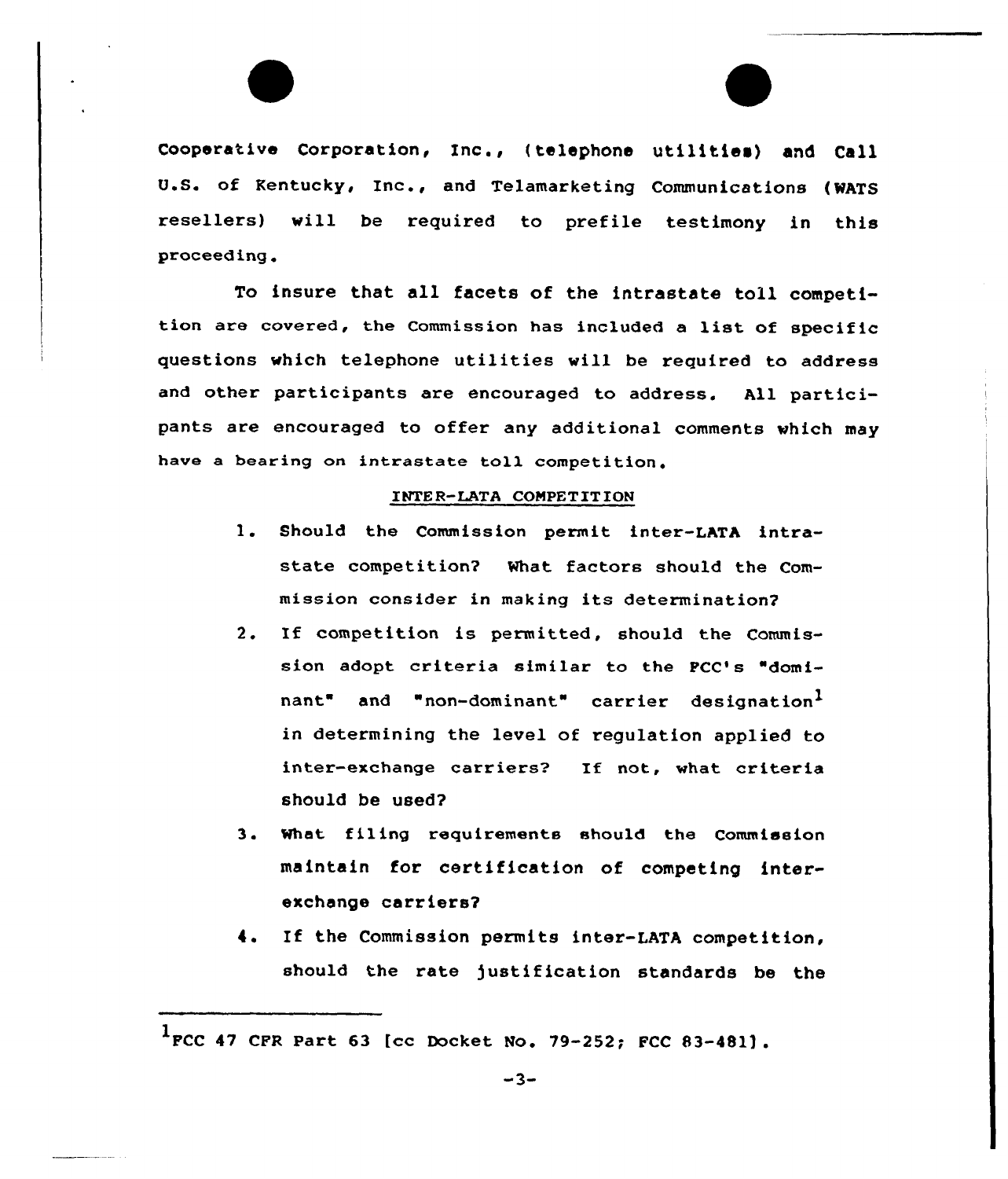Cooperative Corporation, Inc., (telephone utilities) and Call U.S. of Kentucky, Inc., and Telamarketing Communications (WATS resellers) will be required to prefile testimony in this proceeding.

To insure that all facets of the intrastate toll competition are covered, the Commission has included a list of specific questions which telephone utilities will be required to address and other participants are encouraged to address. All participants are encouraged to offer any additional comments which may have a bearing on intrastate toll competition.

INTER-LATA COMPETITION

1. Should the Commission permit inter-LATA intrastate competition? What factors should the Commission consider in making its determination?

2. If competition is permitted, should the Commission adopt criteria similar to the FCC's "dominant" and "non-dominant" carrier designation[1] in determining the level of regulation applied to inter-exchange carriers? If not, what criteria should be used?

3. What filing requirements should the Commission maintain for certification of competing inter-exchange carriers?

4. If the Commission permits inter-LATA competition, should the rate justification standards be the

---

[1]FCC 47 CFR Part 63 [cc Docket No. 79-252; FCC 83-481].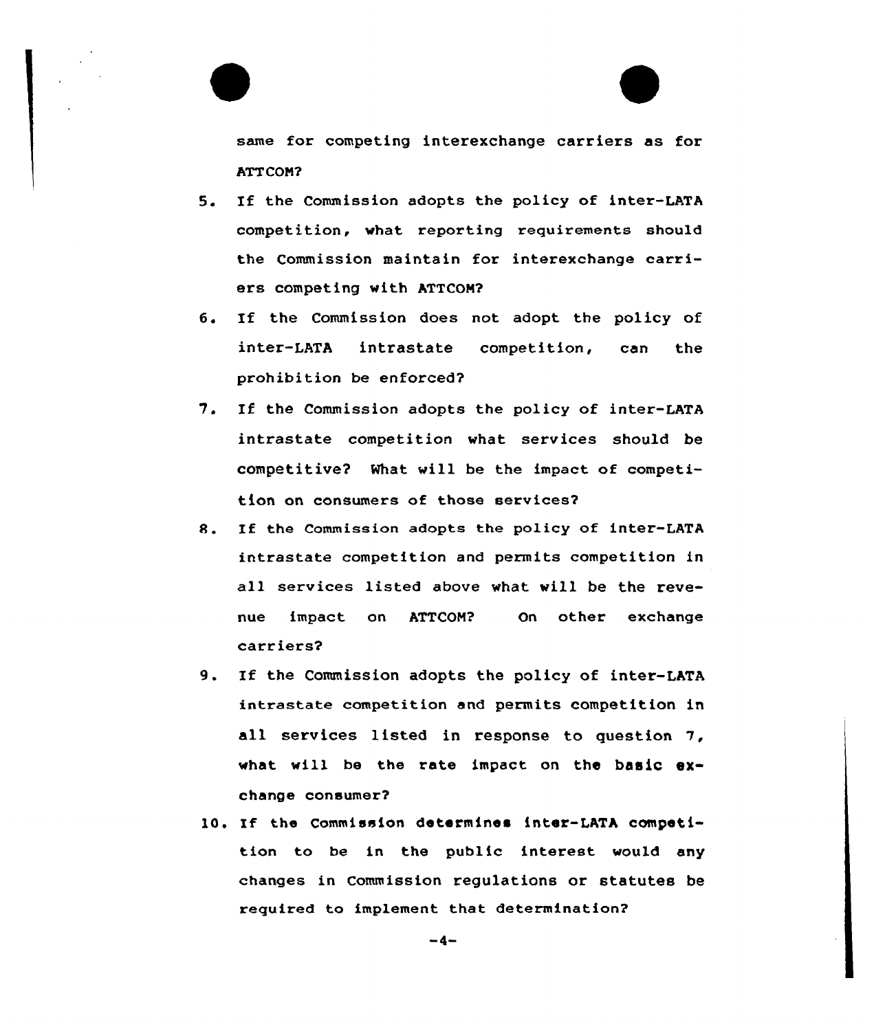same for competing interexchange carriers as for ATTCOM?

5. If the Commission adopts the policy of inter-LATA competition, what reporting requirements should the Commission maintain for interexchange carriers competing with ATTCOM?
6. If the Commission does not adopt the policy of inter-LATA intrastate competition, can the prohibition be enforced?
7. If the Commission adopts the policy of inter-LATA intrastate competition what services should be competitive? What will be the impact of competition on consumers of those services?
8. If the Commission adopts the policy of inter-LATA intrastate competition and permits competition in all services listed above what will be the revenue impact on ATTCOM? On other exchange carriers?
9. If the Commission adopts the policy of inter-LATA intrastate competition and permits competition in all services listed in response to question 7, what will be the rate impact on the basic exchange consumer?
10. If the Commission determines inter-LATA competition to be in the public interest would any changes in Commission regulations or statutes be required to implement that determination?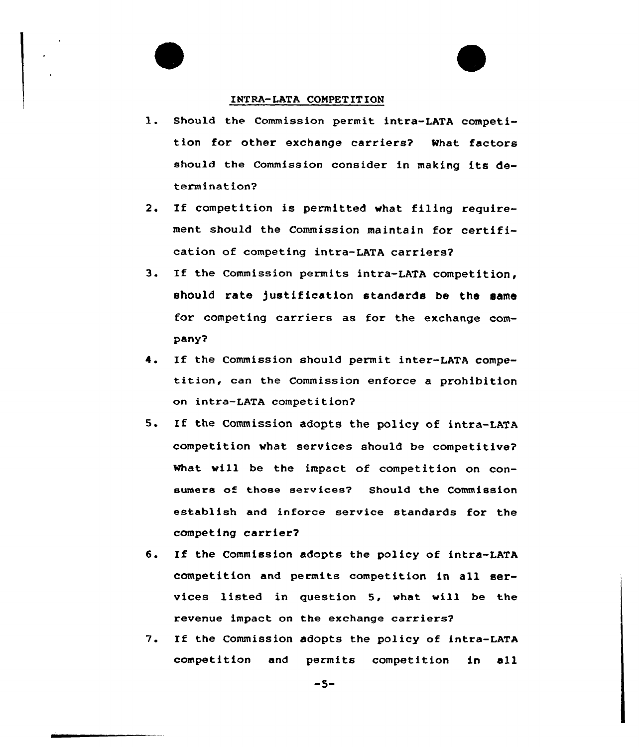## INTRA-LATA COMPETITION

1. Should the Commission permit intra-LATA competition for other exchange carriers? What factors should the Commission consider in making its determination?

2. If competition is permitted what filing requirement should the Commission maintain for certification of competing intra-LATA carriers?

3. If the Commission permits intra-LATA competition, should rate justification standards be the same for competing carriers as for the exchange company?

4. If the Commission should permit inter-LATA competition, can the Commission enforce a prohibition on intra-LATA competition?

5. If the Commission adopts the policy of intra-LATA competition what services should be competitive? What will be the impact of competition on consumers of those services? Should the Commission establish and inforce service standards for the competing carrier?

6. If the Commission adopts the policy of intra-LATA competition and permits competition in all services listed in question 5, what will be the revenue impact on the exchange carriers?

7. If the Commission adopts the policy of intra-LATA competition and permits competition in all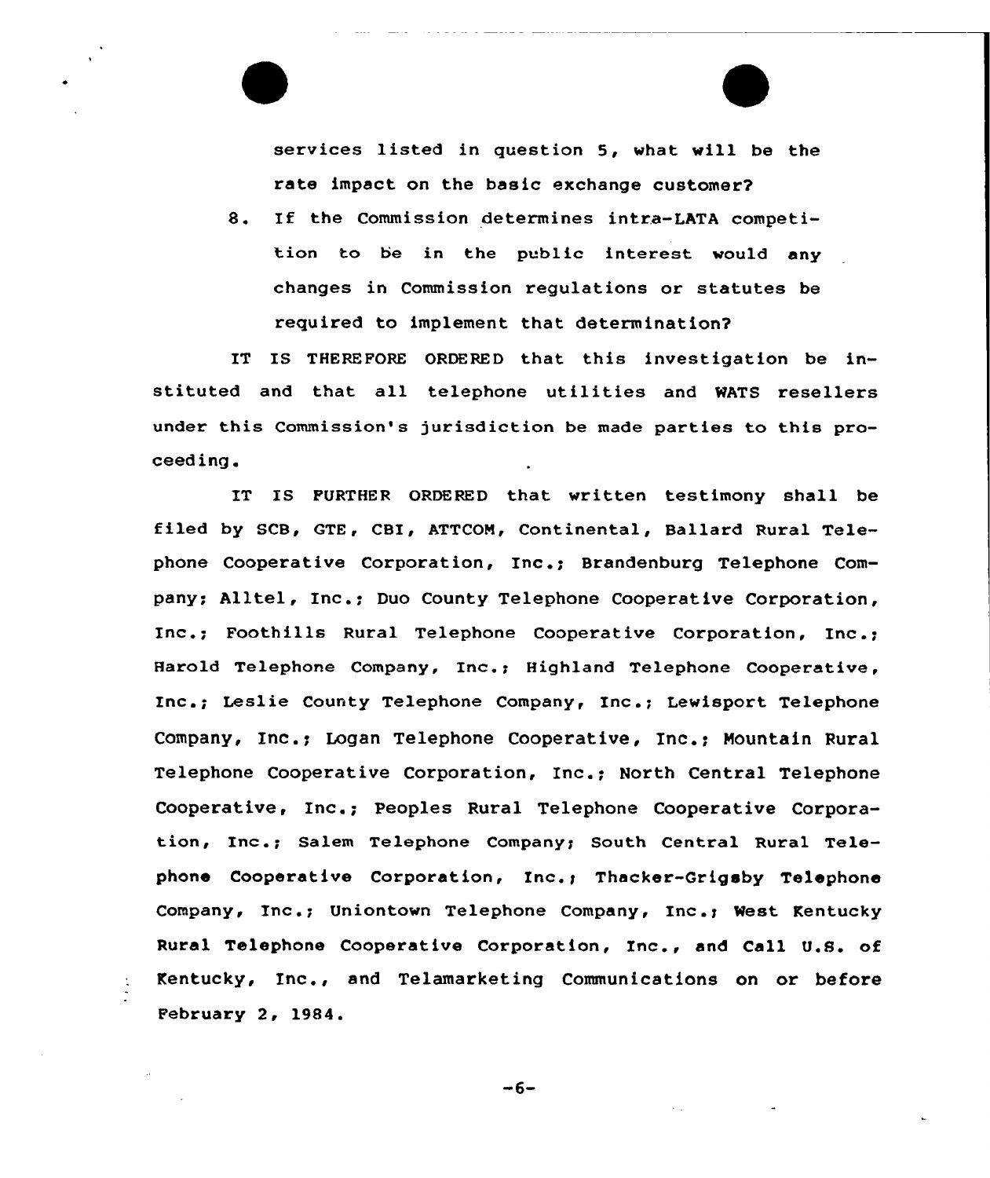services listed in question 5, what will be the rate impact on the basic exchange customer?

8. If the Commission determines intra-LATA competition to be in the public interest would any changes in Commission regulations or statutes be required to implement that determination?

IT IS THEREFORE ORDERED that this investigation be instituted and that all telephone utilities and WATS resellers under this Commission's jurisdiction be made parties to this proceeding.

IT IS FURTHER ORDERED that written testimony shall be filed by SCB, GTE, CBI, ATTCOM, Continental, Ballard Rural Telephone Cooperative Corporation, Inc.; Brandenburg Telephone Company; Alltel, Inc.; Duo County Telephone Cooperative Corporation, Inc.; Foothills Rural Telephone Cooperative Corporation, Inc.; Harold Telephone Company, Inc.; Highland Telephone Cooperative, Inc.; Leslie County Telephone Company, Inc.; Lewisport Telephone Company, Inc.; Logan Telephone Cooperative, Inc.; Mountain Rural Telephone Cooperative Corporation, Inc.; North Central Telephone Cooperative, Inc.; Peoples Rural Telephone Cooperative Corporation, Inc.; Salem Telephone Company; South Central Rural Telephone Cooperative Corporation, Inc.; Thacker-Grigsby Telephone Company, Inc.; Uniontown Telephone Company, Inc.; West Kentucky Rural Telephone Cooperative Corporation, Inc., and Call U.S. of Kentucky, Inc., and Telamarketing Communications on or before February 2, 1984.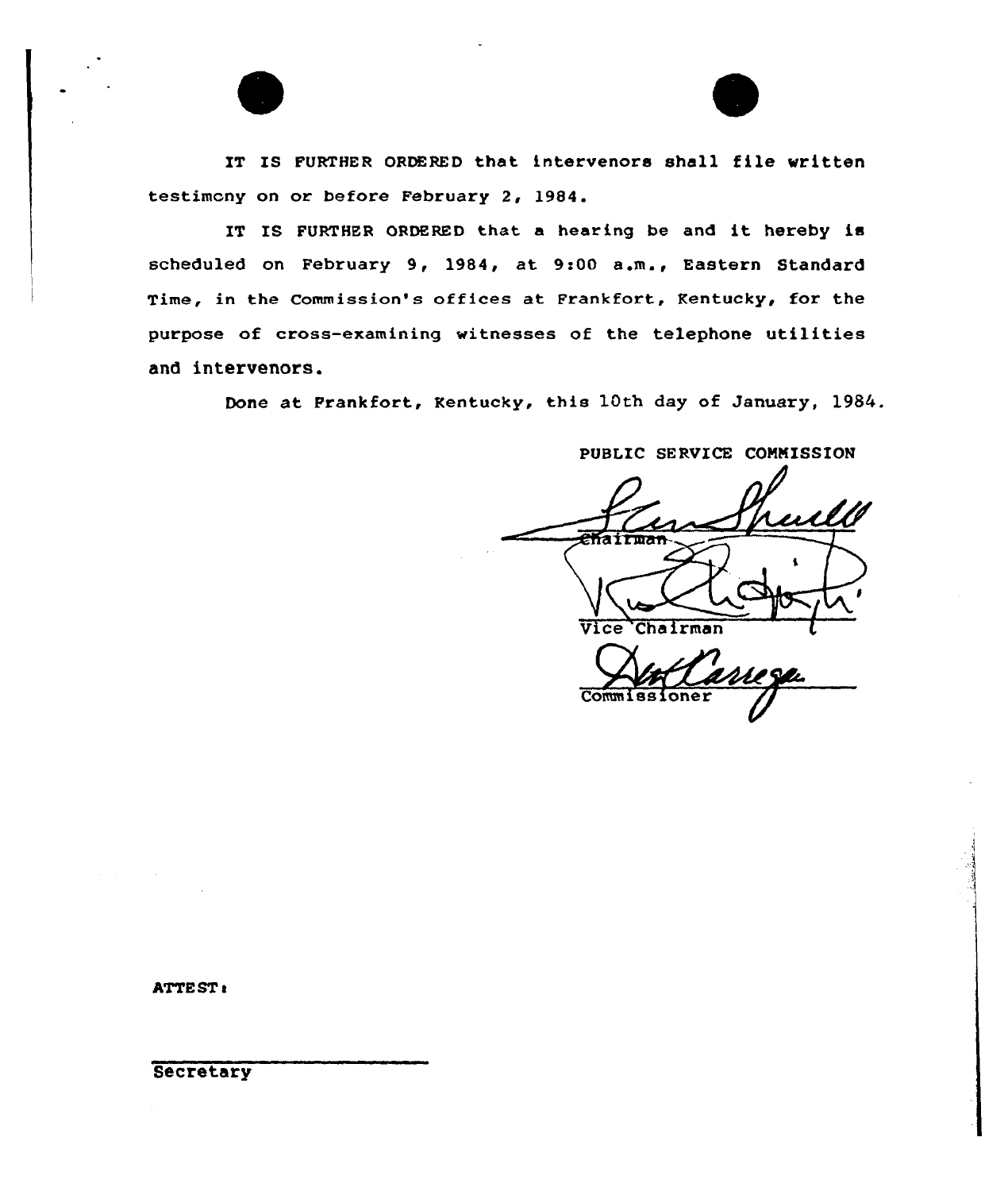IT IS FURTHER ORDERED that intervenors shall file written testimony on or before February 2, 1984.

IT IS FURTHER ORDERED that a hearing be and it hereby is scheduled on February 9, 1984, at 9:00 a.m., Eastern Standard Time, in the Commission's offices at Frankfort, Kentucky, for the purpose of cross-examining witnesses of the telephone utilities and intervenors.

Done at Frankfort, Kentucky, this 10th day of January, 1984.

PUBLIC SERVICE COMMISSION

Chairman

Vice Chairman

Commissioner

ATTEST:

Secretary